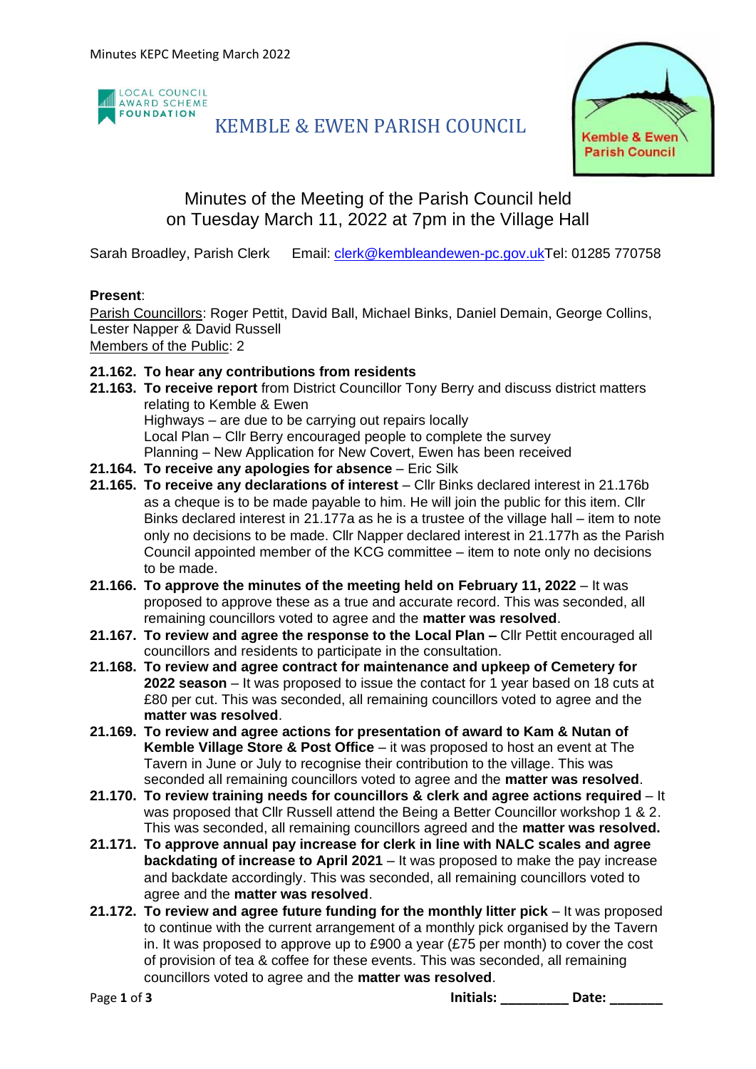LOCAL COUNCIL AWARD SCHEME FOUNDATION

# KEMBLE & EWEN PARISH COUNCIL

Kemble & Ewen Parish Council

## Minutes of the Meeting of the Parish Council held on Tuesday March 11, 2022 at 7pm in the Village Hall

Sarah Broadley, Parish Clerk Email: clerk@kembleandewen-pc.gov.ukTel: 01285 770758

**Present**:

Parish Councillors: Roger Pettit, David Ball, Michael Binks, Daniel Demain, George Collins, Lester Napper & David Russell

Members of the Public: 2

**21.162. To hear any contributions from residents**

**21.163. To receive report** from District Councillor Tony Berry and discuss district matters relating to Kemble & Ewen

Highways – are due to be carrying out repairs locally

Local Plan – Cllr Berry encouraged people to complete the survey

Planning – New Application for New Covert, Ewen has been received

**21.164. To receive any apologies for absence** – Eric Silk

**21.165. To receive any declarations of interest** – Cllr Binks declared interest in 21.176b as a cheque is to be made payable to him. He will join the public for this item. Cllr Binks declared interest in 21.177a as he is a trustee of the village hall – item to note only no decisions to be made. Cllr Napper declared interest in 21.177h as the Parish Council appointed member of the KCG committee – item to note only no decisions to be made.

**21.166. To approve the minutes of the meeting held on February 11, 2022** – It was proposed to approve these as a true and accurate record. This was seconded, all remaining councillors voted to agree and the **matter was resolved**.

**21.167. To review and agree the response to the Local Plan –** Cllr Pettit encouraged all councillors and residents to participate in the consultation.

**21.168. To review and agree contract for maintenance and upkeep of Cemetery for 2022 season** – It was proposed to issue the contact for 1 year based on 18 cuts at £80 per cut. This was seconded, all remaining councillors voted to agree and the **matter was resolved**.

**21.169. To review and agree actions for presentation of award to Kam & Nutan of Kemble Village Store & Post Office** – it was proposed to host an event at The Tavern in June or July to recognise their contribution to the village. This was seconded all remaining councillors voted to agree and the **matter was resolved**.

**21.170. To review training needs for councillors & clerk and agree actions required** – It was proposed that Cllr Russell attend the Being a Better Councillor workshop 1 & 2. This was seconded, all remaining councillors agreed and the **matter was resolved.**

**21.171. To approve annual pay increase for clerk in line with NALC scales and agree backdating of increase to April 2021** – It was proposed to make the pay increase and backdate accordingly. This was seconded, all remaining councillors voted to agree and the **matter was resolved**.

**21.172. To review and agree future funding for the monthly litter pick** – It was proposed to continue with the current arrangement of a monthly pick organised by the Tavern in. It was proposed to approve up to £900 a year (£75 per month) to cover the cost of provision of tea & coffee for these events. This was seconded, all remaining councillors voted to agree and the **matter was resolved**.

**Initials: _________ Date: _______**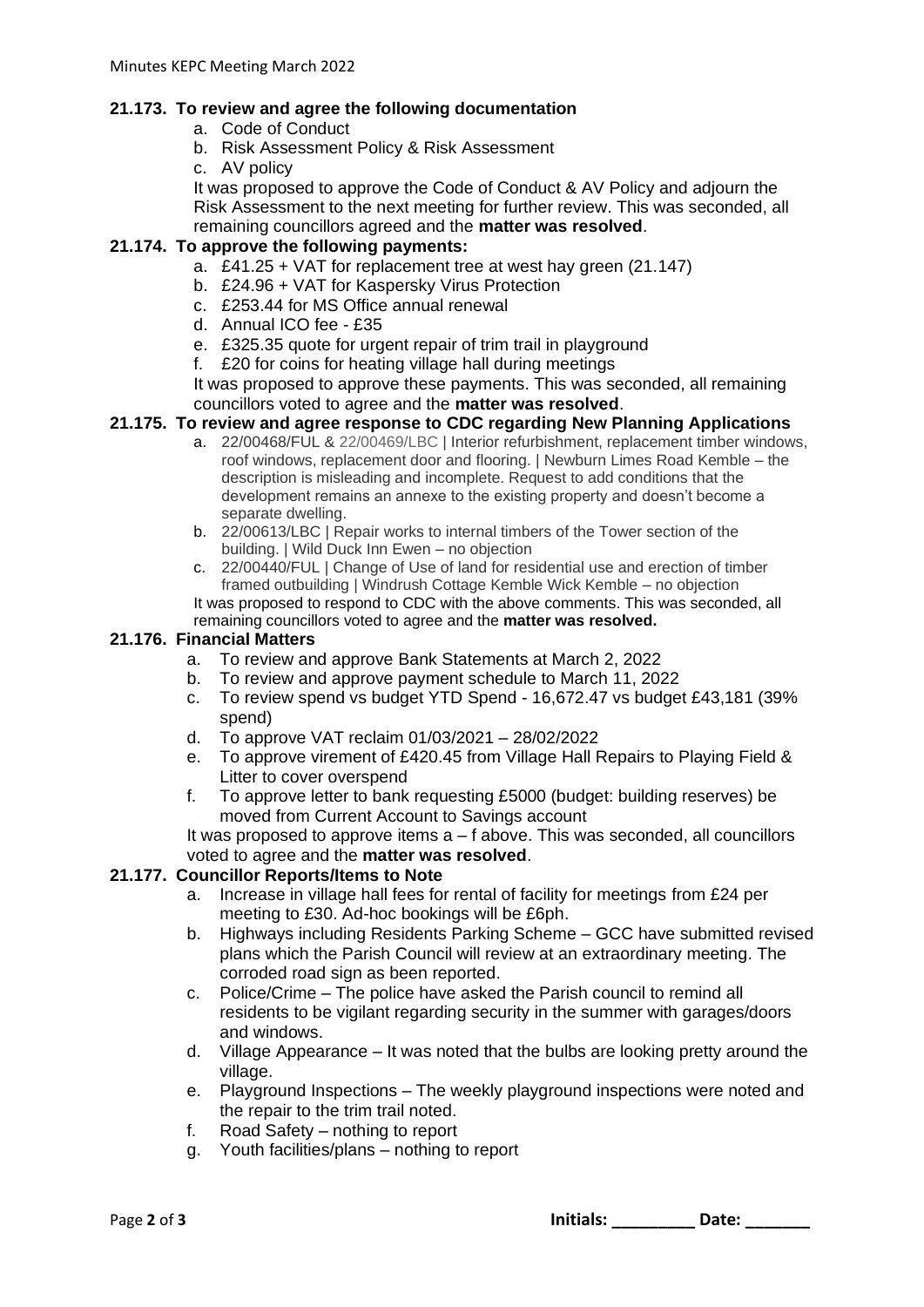### 21.173. To review and agree the following documentation

a. Code of Conduct
b. Risk Assessment Policy & Risk Assessment
c. AV policy

It was proposed to approve the Code of Conduct & AV Policy and adjourn the Risk Assessment to the next meeting for further review. This was seconded, all remaining councillors agreed and the **matter was resolved**.

### 21.174. To approve the following payments:

a. £41.25 + VAT for replacement tree at west hay green (21.147)
b. £24.96 + VAT for Kaspersky Virus Protection
c. £253.44 for MS Office annual renewal
d. Annual ICO fee - £35
e. £325.35 quote for urgent repair of trim trail in playground
f. £20 for coins for heating village hall during meetings

It was proposed to approve these payments. This was seconded, all remaining councillors voted to agree and the **matter was resolved**.

### 21.175. To review and agree response to CDC regarding New Planning Applications

a. 22/00468/FUL & 22/00469/LBC | Interior refurbishment, replacement timber windows, roof windows, replacement door and flooring. | Newburn Limes Road Kemble – the description is misleading and incomplete. Request to add conditions that the development remains an annexe to the existing property and doesn't become a separate dwelling.
b. 22/00613/LBC | Repair works to internal timbers of the Tower section of the building. | Wild Duck Inn Ewen – no objection
c. 22/00440/FUL | Change of Use of land for residential use and erection of timber framed outbuilding | Windrush Cottage Kemble Wick Kemble – no objection

It was proposed to respond to CDC with the above comments. This was seconded, all remaining councillors voted to agree and the **matter was resolved.**

### 21.176. Financial Matters

a. To review and approve Bank Statements at March 2, 2022
b. To review and approve payment schedule to March 11, 2022
c. To review spend vs budget YTD Spend - 16,672.47 vs budget £43,181 (39% spend)
d. To approve VAT reclaim 01/03/2021 – 28/02/2022
e. To approve virement of £420.45 from Village Hall Repairs to Playing Field & Litter to cover overspend
f. To approve letter to bank requesting £5000 (budget: building reserves) be moved from Current Account to Savings account

It was proposed to approve items a – f above. This was seconded, all councillors voted to agree and the **matter was resolved**.

### 21.177. Councillor Reports/Items to Note

a. Increase in village hall fees for rental of facility for meetings from £24 per meeting to £30. Ad-hoc bookings will be £6ph.
b. Highways including Residents Parking Scheme – GCC have submitted revised plans which the Parish Council will review at an extraordinary meeting. The corroded road sign as been reported.
c. Police/Crime – The police have asked the Parish council to remind all residents to be vigilant regarding security in the summer with garages/doors and windows.
d. Village Appearance – It was noted that the bulbs are looking pretty around the village.
e. Playground Inspections – The weekly playground inspections were noted and the repair to the trim trail noted.
f. Road Safety – nothing to report
g. Youth facilities/plans – nothing to report

**Initials: _________ Date: _______**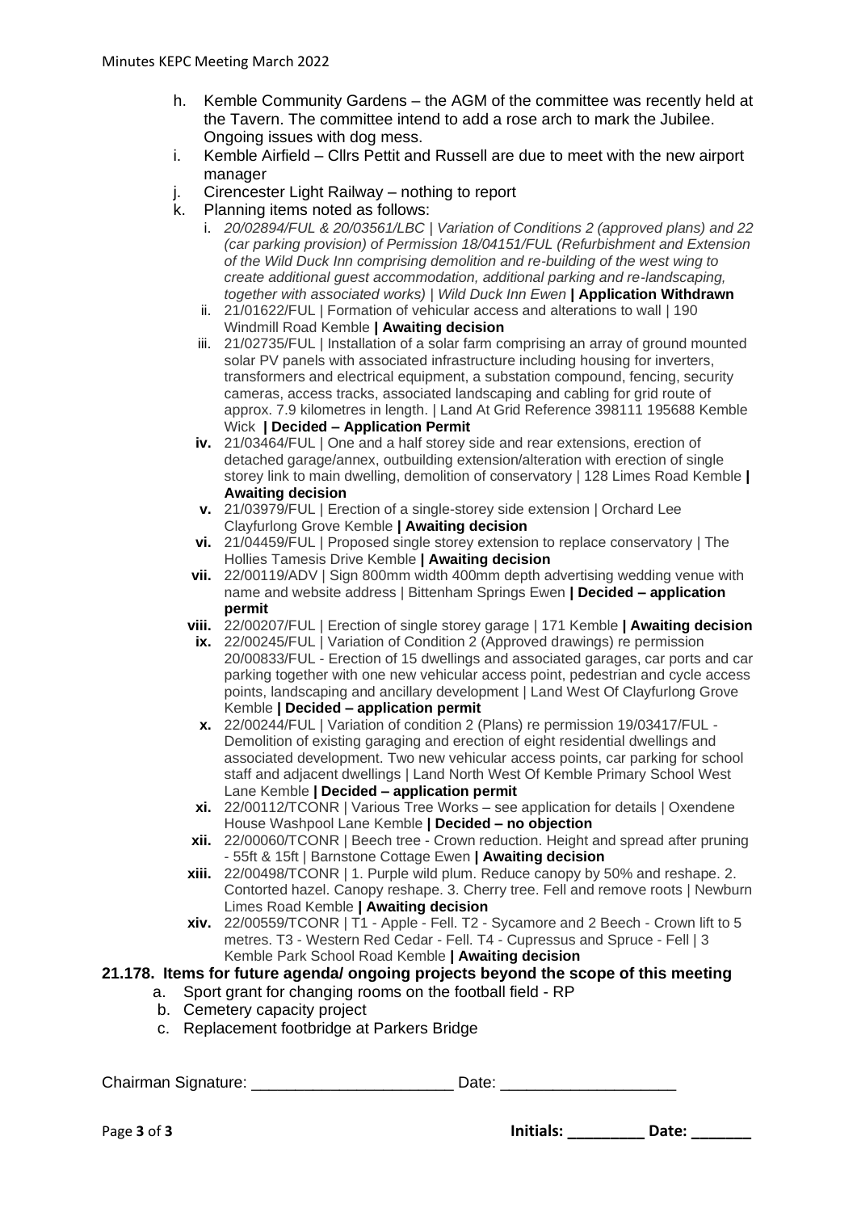h. Kemble Community Gardens – the AGM of the committee was recently held at the Tavern. The committee intend to add a rose arch to mark the Jubilee. Ongoing issues with dog mess.
i. Kemble Airfield – Cllrs Pettit and Russell are due to meet with the new airport manager
j. Cirencester Light Railway – nothing to report
k. Planning items noted as follows:
   i. *20/02894/FUL & 20/03561/LBC | Variation of Conditions 2 (approved plans) and 22 (car parking provision) of Permission 18/04151/FUL (Refurbishment and Extension of the Wild Duck Inn comprising demolition and re-building of the west wing to create additional guest accommodation, additional parking and re-landscaping, together with associated works) | Wild Duck Inn Ewen* **| Application Withdrawn**
   ii. 21/01622/FUL | Formation of vehicular access and alterations to wall | 190 Windmill Road Kemble **| Awaiting decision**
   iii. 21/02735/FUL | Installation of a solar farm comprising an array of ground mounted solar PV panels with associated infrastructure including housing for inverters, transformers and electrical equipment, a substation compound, fencing, security cameras, access tracks, associated landscaping and cabling for grid route of approx. 7.9 kilometres in length. | Land At Grid Reference 398111 195688 Kemble Wick **| Decided – Application Permit**
   iv. 21/03464/FUL | One and a half storey side and rear extensions, erection of detached garage/annex, outbuilding extension/alteration with erection of single storey link to main dwelling, demolition of conservatory | 128 Limes Road Kemble **| Awaiting decision**
   v. 21/03979/FUL | Erection of a single-storey side extension | Orchard Lee Clayfurlong Grove Kemble **| Awaiting decision**
   vi. 21/04459/FUL | Proposed single storey extension to replace conservatory | The Hollies Tamesis Drive Kemble **| Awaiting decision**
   vii. 22/00119/ADV | Sign 800mm width 400mm depth advertising wedding venue with name and website address | Bittenham Springs Ewen **| Decided – application permit**
   viii. 22/00207/FUL | Erection of single storey garage | 171 Kemble **| Awaiting decision**
   ix. 22/00245/FUL | Variation of Condition 2 (Approved drawings) re permission 20/00833/FUL - Erection of 15 dwellings and associated garages, car ports and car parking together with one new vehicular access point, pedestrian and cycle access points, landscaping and ancillary development | Land West Of Clayfurlong Grove Kemble **| Decided – application permit**
   x. 22/00244/FUL | Variation of condition 2 (Plans) re permission 19/03417/FUL - Demolition of existing garaging and erection of eight residential dwellings and associated development. Two new vehicular access points, car parking for school staff and adjacent dwellings | Land North West Of Kemble Primary School West Lane Kemble **| Decided – application permit**
   xi. 22/00112/TCONR | Various Tree Works – see application for details | Oxendene House Washpool Lane Kemble **| Decided – no objection**
   xii. 22/00060/TCONR | Beech tree - Crown reduction. Height and spread after pruning - 55ft & 15ft | Barnstone Cottage Ewen **| Awaiting decision**
   xiii. 22/00498/TCONR | 1. Purple wild plum. Reduce canopy by 50% and reshape. 2. Contorted hazel. Canopy reshape. 3. Cherry tree. Fell and remove roots | Newburn Limes Road Kemble **| Awaiting decision**
   xiv. 22/00559/TCONR | T1 - Apple - Fell. T2 - Sycamore and 2 Beech - Crown lift to 5 metres. T3 - Western Red Cedar - Fell. T4 - Cupressus and Spruce - Fell | 3 Kemble Park School Road Kemble **| Awaiting decision**

**21.178. Items for future agenda/ ongoing projects beyond the scope of this meeting**

a. Sport grant for changing rooms on the football field - RP
b. Cemetery capacity project
c. Replacement footbridge at Parkers Bridge

Chairman Signature: _______________________ Date: ____________________